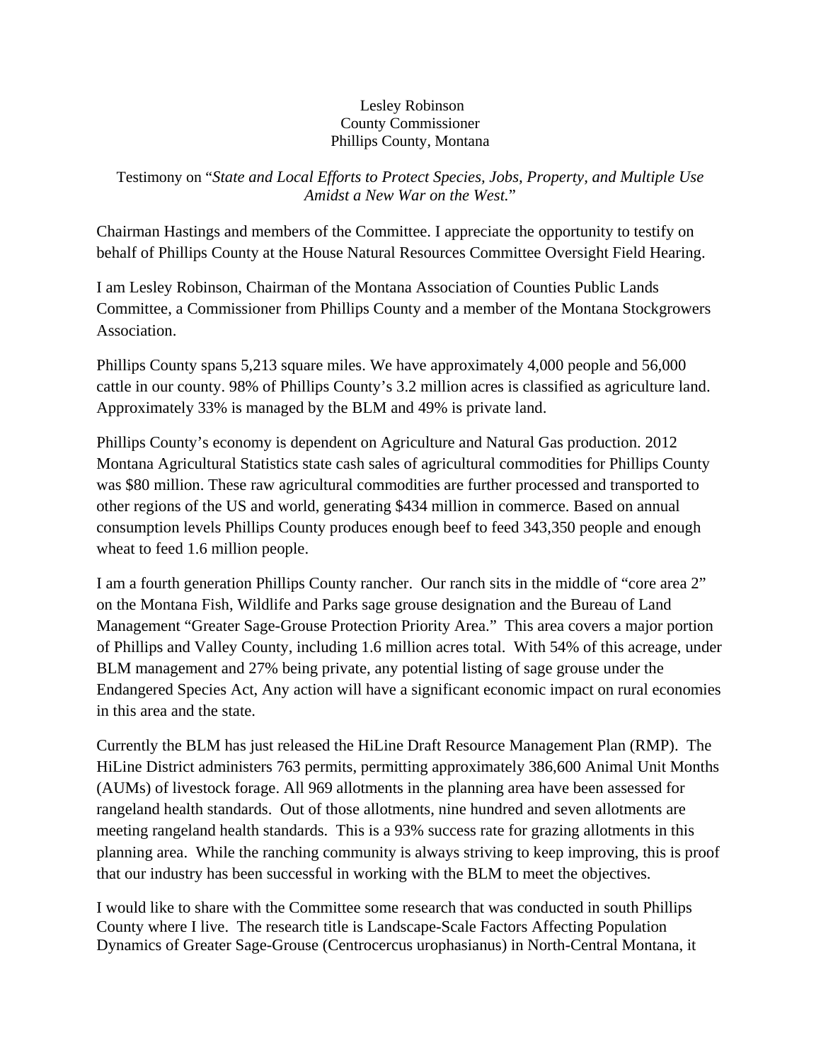Lesley Robinson
County Commissioner
Phillips County, Montana

Testimony on "*State and Local Efforts to Protect Species, Jobs, Property, and Multiple Use Amidst a New War on the West.*"

Chairman Hastings and members of the Committee. I appreciate the opportunity to testify on behalf of Phillips County at the House Natural Resources Committee Oversight Field Hearing.

I am Lesley Robinson, Chairman of the Montana Association of Counties Public Lands Committee, a Commissioner from Phillips County and a member of the Montana Stockgrowers Association.

Phillips County spans 5,213 square miles. We have approximately 4,000 people and 56,000 cattle in our county. 98% of Phillips County's 3.2 million acres is classified as agriculture land. Approximately 33% is managed by the BLM and 49% is private land.

Phillips County's economy is dependent on Agriculture and Natural Gas production. 2012 Montana Agricultural Statistics state cash sales of agricultural commodities for Phillips County was $80 million. These raw agricultural commodities are further processed and transported to other regions of the US and world, generating $434 million in commerce. Based on annual consumption levels Phillips County produces enough beef to feed 343,350 people and enough wheat to feed 1.6 million people.

I am a fourth generation Phillips County rancher. Our ranch sits in the middle of "core area 2" on the Montana Fish, Wildlife and Parks sage grouse designation and the Bureau of Land Management "Greater Sage-Grouse Protection Priority Area." This area covers a major portion of Phillips and Valley County, including 1.6 million acres total. With 54% of this acreage, under BLM management and 27% being private, any potential listing of sage grouse under the Endangered Species Act, Any action will have a significant economic impact on rural economies in this area and the state.

Currently the BLM has just released the HiLine Draft Resource Management Plan (RMP). The HiLine District administers 763 permits, permitting approximately 386,600 Animal Unit Months (AUMs) of livestock forage. All 969 allotments in the planning area have been assessed for rangeland health standards. Out of those allotments, nine hundred and seven allotments are meeting rangeland health standards. This is a 93% success rate for grazing allotments in this planning area. While the ranching community is always striving to keep improving, this is proof that our industry has been successful in working with the BLM to meet the objectives.

I would like to share with the Committee some research that was conducted in south Phillips County where I live. The research title is Landscape-Scale Factors Affecting Population Dynamics of Greater Sage-Grouse (Centrocercus urophasianus) in North-Central Montana, it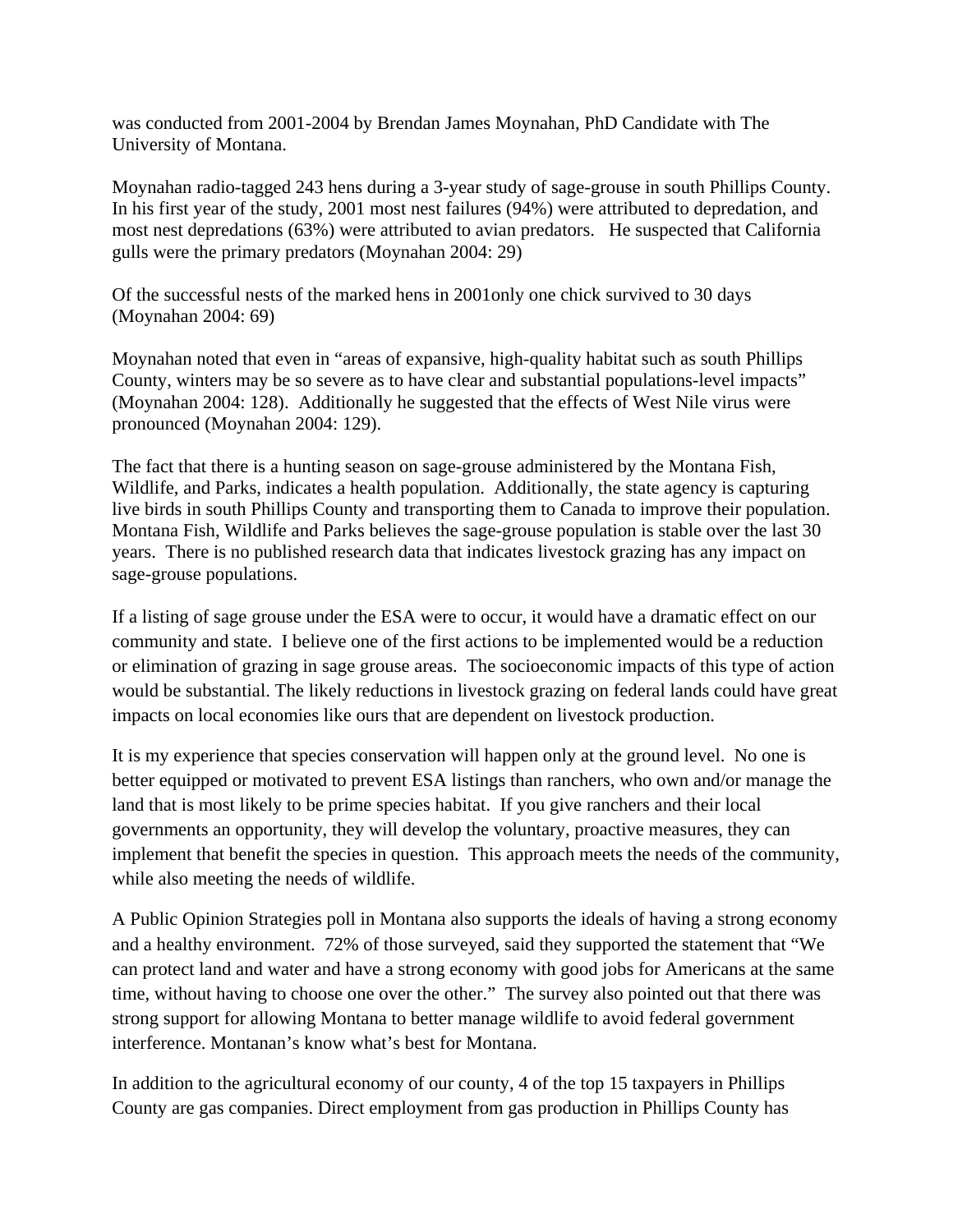was conducted from 2001-2004 by Brendan James Moynahan, PhD Candidate with The University of Montana.

Moynahan radio-tagged 243 hens during a 3-year study of sage-grouse in south Phillips County. In his first year of the study, 2001 most nest failures (94%) were attributed to depredation, and most nest depredations (63%) were attributed to avian predators. He suspected that California gulls were the primary predators (Moynahan 2004: 29)

Of the successful nests of the marked hens in 2001only one chick survived to 30 days (Moynahan 2004: 69)

Moynahan noted that even in "areas of expansive, high-quality habitat such as south Phillips County, winters may be so severe as to have clear and substantial populations-level impacts" (Moynahan 2004: 128). Additionally he suggested that the effects of West Nile virus were pronounced (Moynahan 2004: 129).

The fact that there is a hunting season on sage-grouse administered by the Montana Fish, Wildlife, and Parks, indicates a health population. Additionally, the state agency is capturing live birds in south Phillips County and transporting them to Canada to improve their population. Montana Fish, Wildlife and Parks believes the sage-grouse population is stable over the last 30 years. There is no published research data that indicates livestock grazing has any impact on sage-grouse populations.

If a listing of sage grouse under the ESA were to occur, it would have a dramatic effect on our community and state. I believe one of the first actions to be implemented would be a reduction or elimination of grazing in sage grouse areas. The socioeconomic impacts of this type of action would be substantial. The likely reductions in livestock grazing on federal lands could have great impacts on local economies like ours that are dependent on livestock production.

It is my experience that species conservation will happen only at the ground level. No one is better equipped or motivated to prevent ESA listings than ranchers, who own and/or manage the land that is most likely to be prime species habitat. If you give ranchers and their local governments an opportunity, they will develop the voluntary, proactive measures, they can implement that benefit the species in question. This approach meets the needs of the community, while also meeting the needs of wildlife.

A Public Opinion Strategies poll in Montana also supports the ideals of having a strong economy and a healthy environment. 72% of those surveyed, said they supported the statement that "We can protect land and water and have a strong economy with good jobs for Americans at the same time, without having to choose one over the other." The survey also pointed out that there was strong support for allowing Montana to better manage wildlife to avoid federal government interference. Montanan's know what's best for Montana.

In addition to the agricultural economy of our county, 4 of the top 15 taxpayers in Phillips County are gas companies. Direct employment from gas production in Phillips County has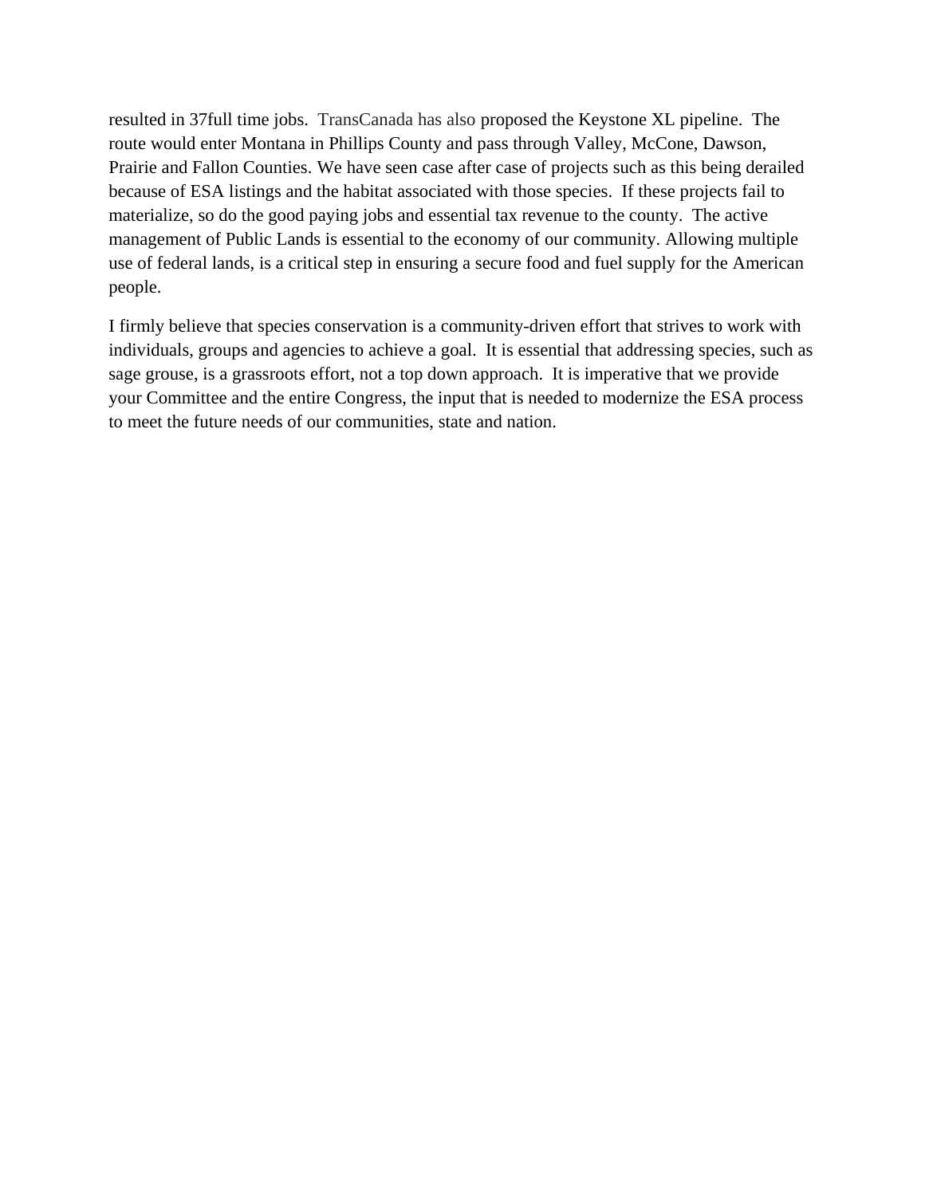resulted in 37full time jobs. TransCanada has also proposed the Keystone XL pipeline. The route would enter Montana in Phillips County and pass through Valley, McCone, Dawson, Prairie and Fallon Counties. We have seen case after case of projects such as this being derailed because of ESA listings and the habitat associated with those species. If these projects fail to materialize, so do the good paying jobs and essential tax revenue to the county. The active management of Public Lands is essential to the economy of our community. Allowing multiple use of federal lands, is a critical step in ensuring a secure food and fuel supply for the American people.

I firmly believe that species conservation is a community-driven effort that strives to work with individuals, groups and agencies to achieve a goal. It is essential that addressing species, such as sage grouse, is a grassroots effort, not a top down approach. It is imperative that we provide your Committee and the entire Congress, the input that is needed to modernize the ESA process to meet the future needs of our communities, state and nation.